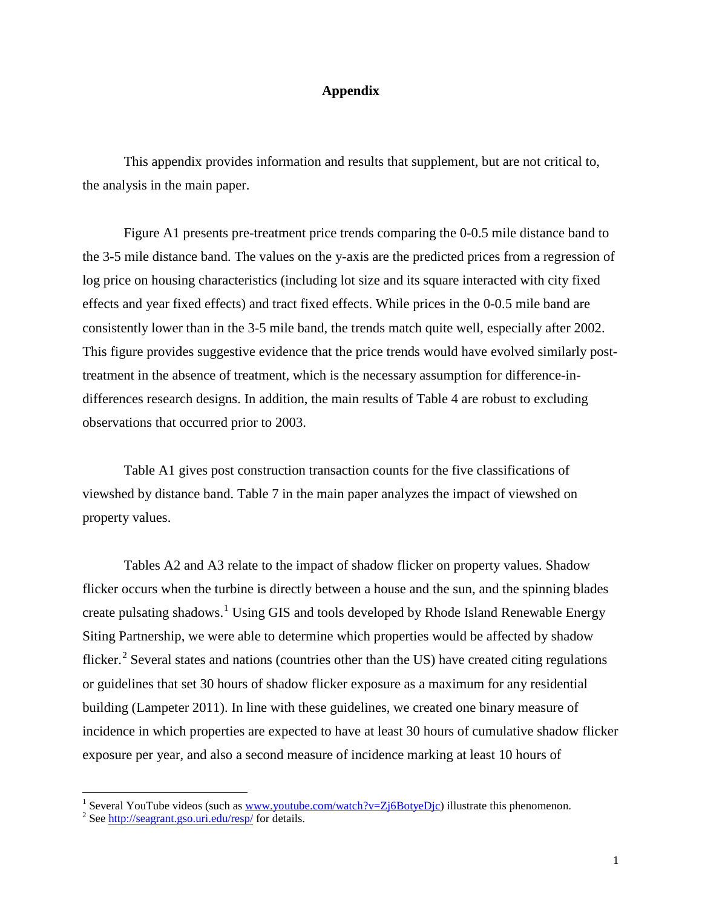## Appendix

This appendix provides information and results that supplement, but are not critical to, the analysis in the main paper.

Figure A1 presents pre-treatment price trends comparing the 0-0.5 mile distance band to the 3-5 mile distance band. The values on the y-axis are the predicted prices from a regression of log price on housing characteristics (including lot size and its square interacted with city fixed effects and year fixed effects) and tract fixed effects. While prices in the 0-0.5 mile band are consistently lower than in the 3-5 mile band, the trends match quite well, especially after 2002. This figure provides suggestive evidence that the price trends would have evolved similarly post-treatment in the absence of treatment, which is the necessary assumption for difference-in-differences research designs. In addition, the main results of Table 4 are robust to excluding observations that occurred prior to 2003.

Table A1 gives post construction transaction counts for the five classifications of viewshed by distance band. Table 7 in the main paper analyzes the impact of viewshed on property values.

Tables A2 and A3 relate to the impact of shadow flicker on property values. Shadow flicker occurs when the turbine is directly between a house and the sun, and the spinning blades create pulsating shadows.[1] Using GIS and tools developed by Rhode Island Renewable Energy Siting Partnership, we were able to determine which properties would be affected by shadow flicker.[2] Several states and nations (countries other than the US) have created citing regulations or guidelines that set 30 hours of shadow flicker exposure as a maximum for any residential building (Lampeter 2011). In line with these guidelines, we created one binary measure of incidence in which properties are expected to have at least 30 hours of cumulative shadow flicker exposure per year, and also a second measure of incidence marking at least 10 hours of

---

[1] Several YouTube videos (such as www.youtube.com/watch?v=Zj6BotyeDjc) illustrate this phenomenon.

[2] See http://seagrant.gso.uri.edu/resp/ for details.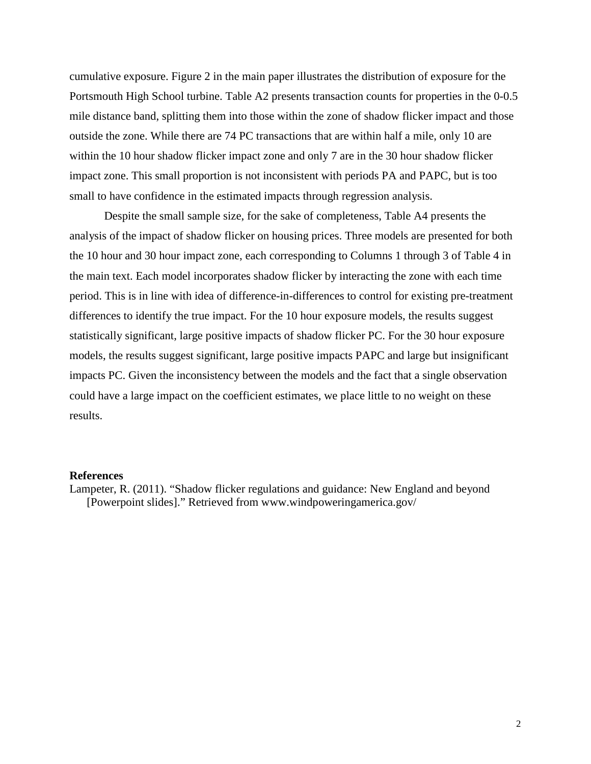cumulative exposure. Figure 2 in the main paper illustrates the distribution of exposure for the Portsmouth High School turbine. Table A2 presents transaction counts for properties in the 0-0.5 mile distance band, splitting them into those within the zone of shadow flicker impact and those outside the zone. While there are 74 PC transactions that are within half a mile, only 10 are within the 10 hour shadow flicker impact zone and only 7 are in the 30 hour shadow flicker impact zone. This small proportion is not inconsistent with periods PA and PAPC, but is too small to have confidence in the estimated impacts through regression analysis.

Despite the small sample size, for the sake of completeness, Table A4 presents the analysis of the impact of shadow flicker on housing prices. Three models are presented for both the 10 hour and 30 hour impact zone, each corresponding to Columns 1 through 3 of Table 4 in the main text. Each model incorporates shadow flicker by interacting the zone with each time period. This is in line with idea of difference-in-differences to control for existing pre-treatment differences to identify the true impact. For the 10 hour exposure models, the results suggest statistically significant, large positive impacts of shadow flicker PC. For the 30 hour exposure models, the results suggest significant, large positive impacts PAPC and large but insignificant impacts PC. Given the inconsistency between the models and the fact that a single observation could have a large impact on the coefficient estimates, we place little to no weight on these results.

**References**

Lampeter, R. (2011). "Shadow flicker regulations and guidance: New England and beyond [Powerpoint slides]." Retrieved from www.windpoweringamerica.gov/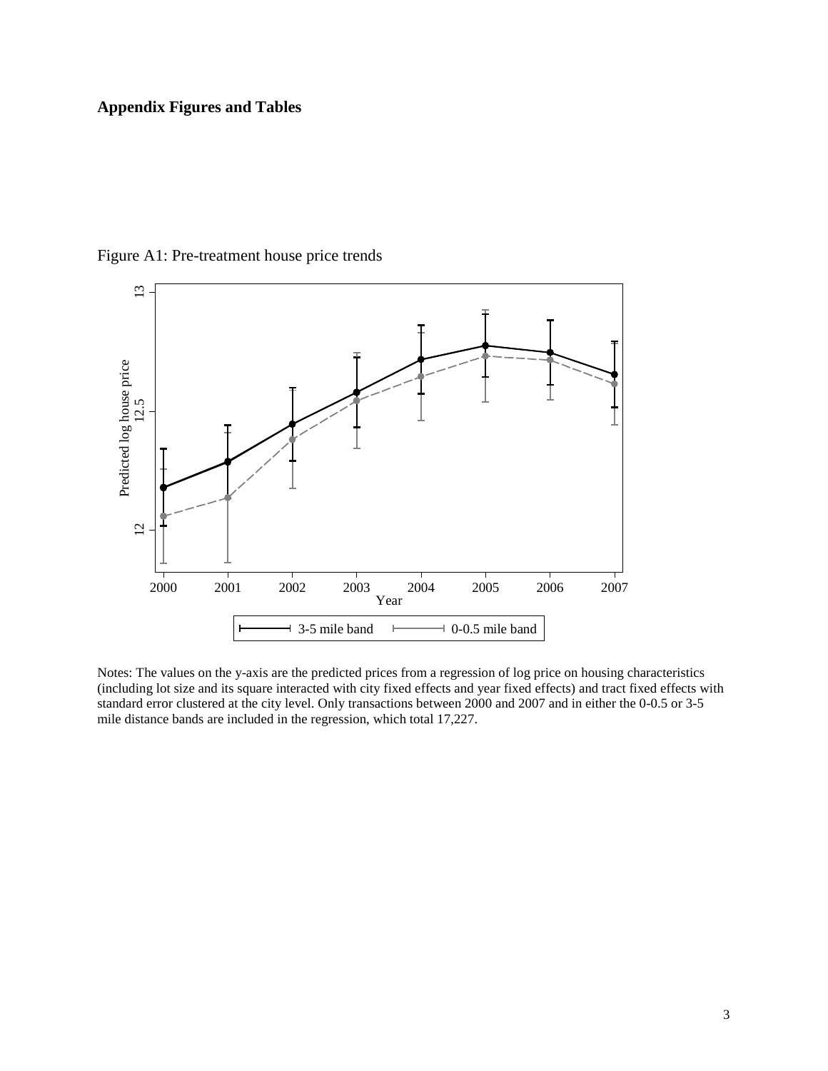## Appendix Figures and Tables

Figure A1: Pre-treatment house price trends

Notes: The values on the y-axis are the predicted prices from a regression of log price on housing characteristics (including lot size and its square interacted with city fixed effects and year fixed effects) and tract fixed effects with standard error clustered at the city level. Only transactions between 2000 and 2007 and in either the 0-0.5 or 3-5 mile distance bands are included in the regression, which total 17,227.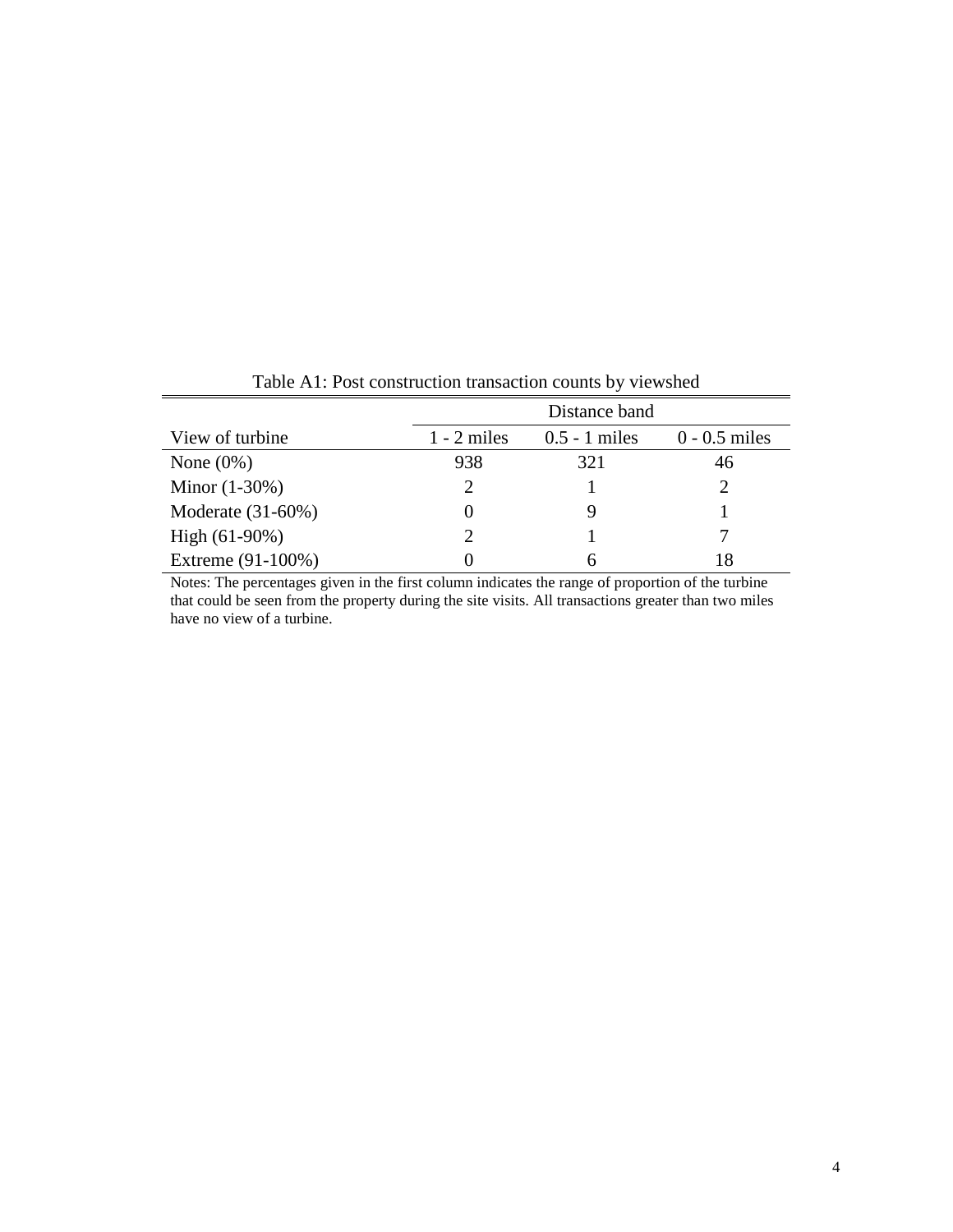Table A1: Post construction transaction counts by viewshed

| | Distance band | | |
|---|---|---|---|
| View of turbine | 1 - 2 miles | 0.5 - 1 miles | 0 - 0.5 miles |
| None (0%) | 938 | 321 | 46 |
| Minor (1-30%) | 2 | 1 | 2 |
| Moderate (31-60%) | 0 | 9 | 1 |
| High (61-90%) | 2 | 1 | 7 |
| Extreme (91-100%) | 0 | 6 | 18 |

Notes: The percentages given in the first column indicates the range of proportion of the turbine that could be seen from the property during the site visits. All transactions greater than two miles have no view of a turbine.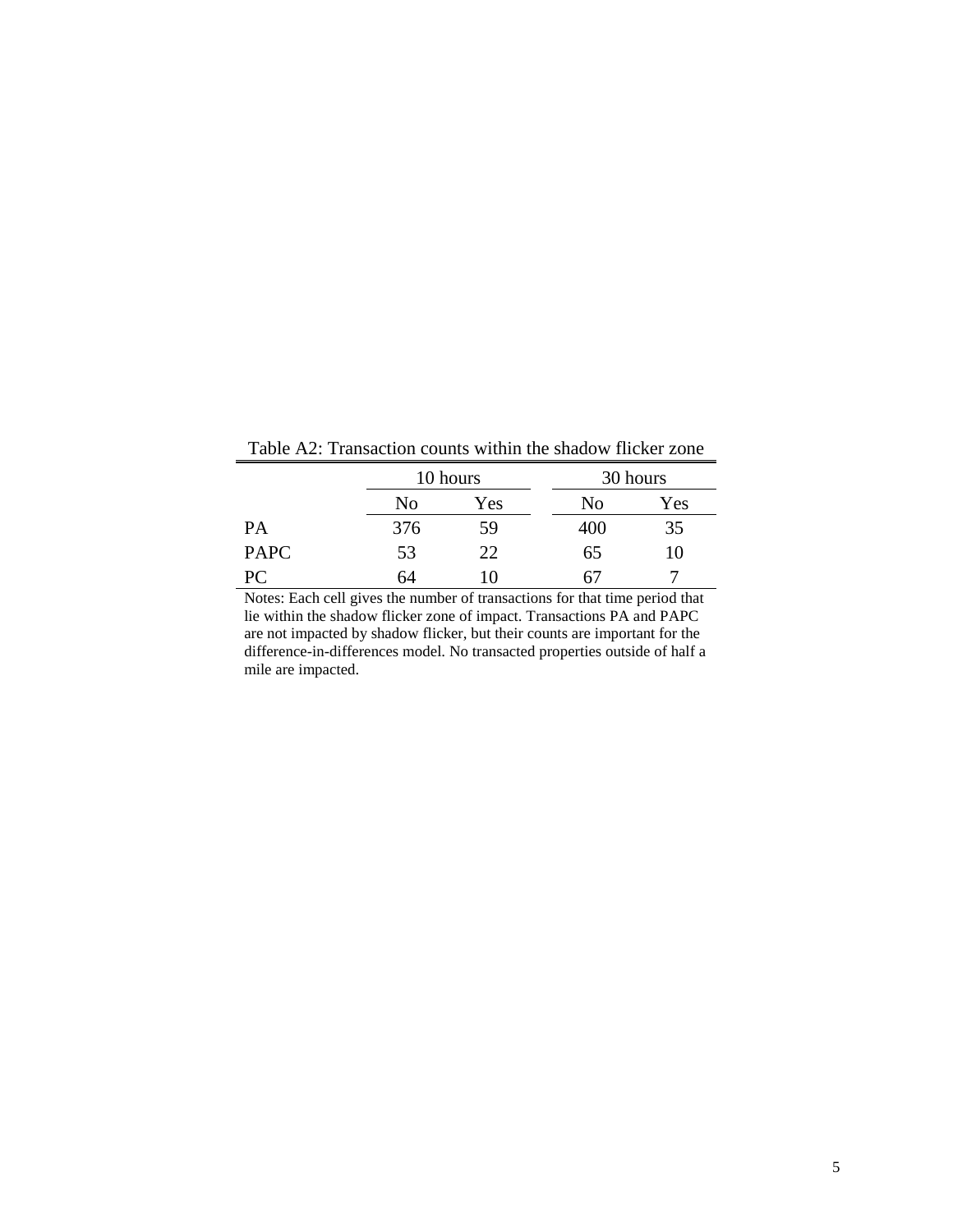Table A2: Transaction counts within the shadow flicker zone

| | 10 hours | | 30 hours | |
|---|---|---|---|---|
| | No | Yes | No | Yes |
| PA | 376 | 59 | 400 | 35 |
| PAPC | 53 | 22 | 65 | 10 |
| PC | 64 | 10 | 67 | 7 |

Notes: Each cell gives the number of transactions for that time period that lie within the shadow flicker zone of impact. Transactions PA and PAPC are not impacted by shadow flicker, but their counts are important for the difference-in-differences model. No transacted properties outside of half a mile are impacted.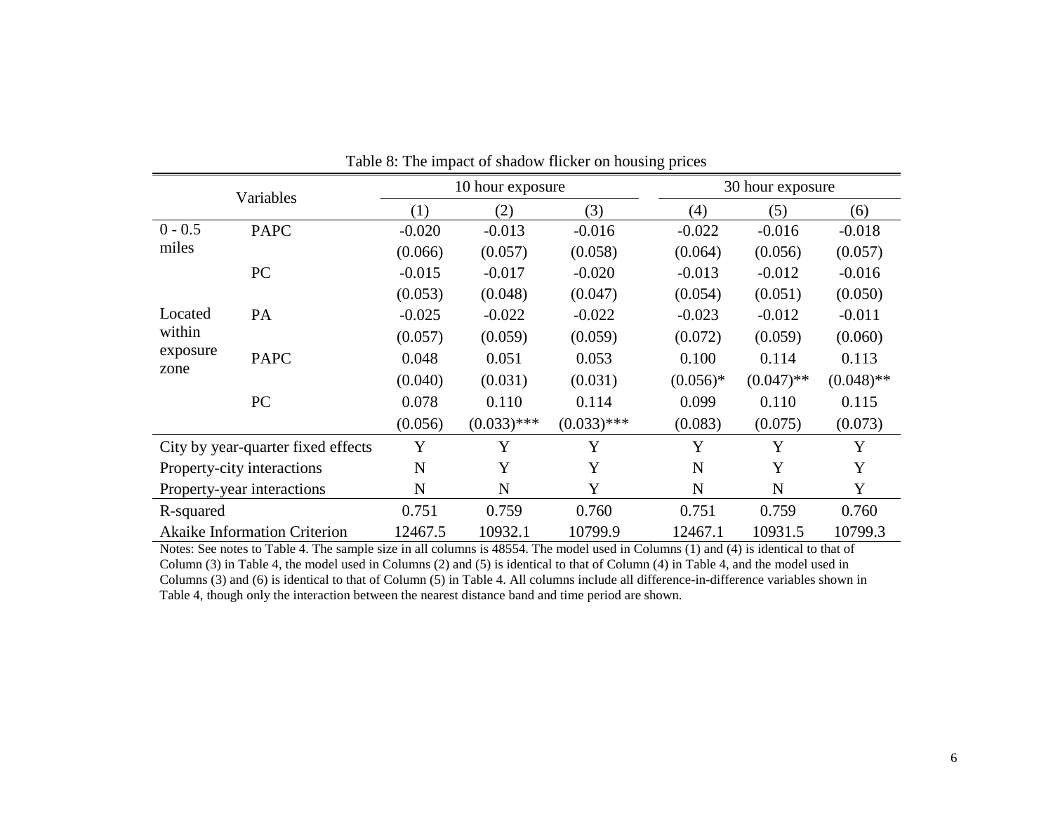Table 8: The impact of shadow flicker on housing prices

| Variables | | 10 hour exposure | | | 30 hour exposure | | |
|---|---|---|---|---|---|---|---|
| | | (1) | (2) | (3) | (4) | (5) | (6) |
| 0 - 0.5 miles | PAPC | -0.020 | -0.013 | -0.016 | -0.022 | -0.016 | -0.018 |
| | | (0.066) | (0.057) | (0.058) | (0.064) | (0.056) | (0.057) |
| | PC | -0.015 | -0.017 | -0.020 | -0.013 | -0.012 | -0.016 |
| | | (0.053) | (0.048) | (0.047) | (0.054) | (0.051) | (0.050) |
| Located within exposure zone | PA | -0.025 | -0.022 | -0.022 | -0.023 | -0.012 | -0.011 |
| | | (0.057) | (0.059) | (0.059) | (0.072) | (0.059) | (0.060) |
| | PAPC | 0.048 | 0.051 | 0.053 | 0.100 | 0.114 | 0.113 |
| | | (0.040) | (0.031) | (0.031) | (0.056)* | (0.047)** | (0.048)** |
| | PC | 0.078 | 0.110 | 0.114 | 0.099 | 0.110 | 0.115 |
| | | (0.056) | (0.033)*** | (0.033)*** | (0.083) | (0.075) | (0.073) |
| City by year-quarter fixed effects | | Y | Y | Y | Y | Y | Y |
| Property-city interactions | | N | Y | Y | N | Y | Y |
| Property-year interactions | | N | N | Y | N | N | Y |
| R-squared | | 0.751 | 0.759 | 0.760 | 0.751 | 0.759 | 0.760 |
| Akaike Information Criterion | | 12467.5 | 10932.1 | 10799.9 | 12467.1 | 10931.5 | 10799.3 |

Notes: See notes to Table 4. The sample size in all columns is 48554. The model used in Columns (1) and (4) is identical to that of Column (3) in Table 4, the model used in Columns (2) and (5) is identical to that of Column (4) in Table 4, and the model used in Columns (3) and (6) is identical to that of Column (5) in Table 4. All columns include all difference-in-difference variables shown in Table 4, though only the interaction between the nearest distance band and time period are shown.